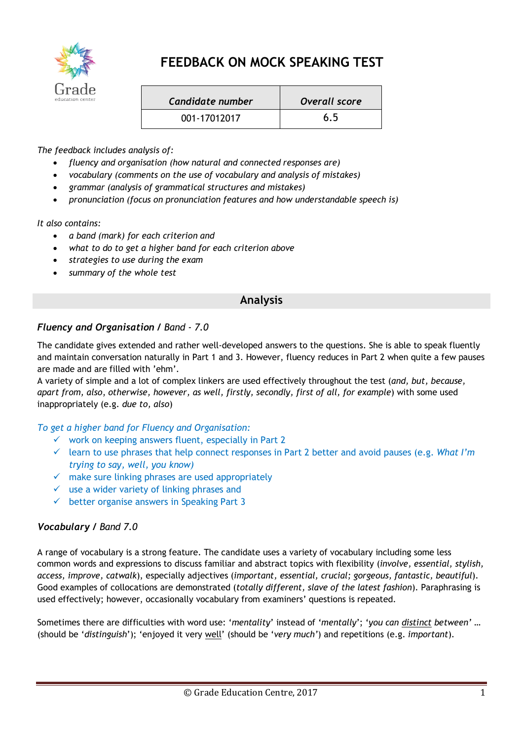Grade
education center

# FEEDBACK ON MOCK SPEAKING TEST

| *Candidate number* | *Overall score* |
|---|---|
| 001-17012017 | 6.5 |

*The feedback includes analysis of:*

- *fluency and organisation (how natural and connected responses are)*
- *vocabulary (comments on the use of vocabulary and analysis of mistakes)*
- *grammar (analysis of grammatical structures and mistakes)*
- *pronunciation (focus on pronunciation features and how understandable speech is)*

*It also contains:*

- *a band (mark) for each criterion and*
- *what to do to get a higher band for each criterion above*
- *strategies to use during the exam*
- *summary of the whole test*

## Analysis

### ***Fluency and Organisation*** / *Band - 7.0*

The candidate gives extended and rather well-developed answers to the questions. She is able to speak fluently and maintain conversation naturally in Part 1 and 3. However, fluency reduces in Part 2 when quite a few pauses are made and are filled with 'ehm'.

A variety of simple and a lot of complex linkers are used effectively throughout the test (*and, but, because, apart from, also, otherwise, however, as well, firstly, secondly, first of all, for example*) with some used inappropriately (e.g. *due to, also*)

*To get a higher band for Fluency and Organisation:*

- ✓ work on keeping answers fluent, especially in Part 2
- ✓ learn to use phrases that help connect responses in Part 2 better and avoid pauses (e.g. *What I'm trying to say, well, you know)*
- ✓ make sure linking phrases are used appropriately
- ✓ use a wider variety of linking phrases and
- ✓ better organise answers in Speaking Part 3

### ***Vocabulary*** / *Band 7.0*

A range of vocabulary is a strong feature. The candidate uses a variety of vocabulary including some less common words and expressions to discuss familiar and abstract topics with flexibility (*involve, essential, stylish, access, improve, catwalk*), especially adjectives (*important, essential, crucial; gorgeous, fantastic, beautiful*). Good examples of collocations are demonstrated (*totally different, slave of the latest fashion*). Paraphrasing is used effectively; however, occasionally vocabulary from examiners' questions is repeated.

Sometimes there are difficulties with word use: '*mentality*' instead of '*mentally*'; '*you can <u>distinct</u> between'* … (should be '*distinguish*'); 'enjoyed it very <u>well</u>' (should be '*very much*') and repetitions (e.g. *important*).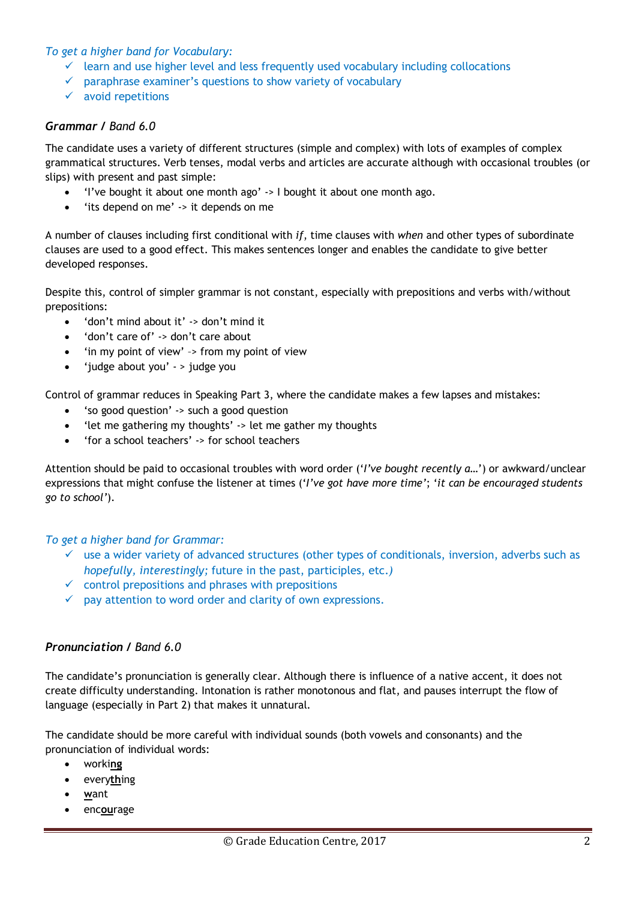*To get a higher band for Vocabulary:*

- ✓ learn and use higher level and less frequently used vocabulary including collocations
- ✓ paraphrase examiner's questions to show variety of vocabulary
- ✓ avoid repetitions

### ***Grammar* / *Band 6.0***

The candidate uses a variety of different structures (simple and complex) with lots of examples of complex grammatical structures. Verb tenses, modal verbs and articles are accurate although with occasional troubles (or slips) with present and past simple:

- 'I've bought it about one month ago' -> I bought it about one month ago.
- 'its depend on me' -> it depends on me

A number of clauses including first conditional with *if*, time clauses with *when* and other types of subordinate clauses are used to a good effect. This makes sentences longer and enables the candidate to give better developed responses.

Despite this, control of simpler grammar is not constant, especially with prepositions and verbs with/without prepositions:

- 'don't mind about it' -> don't mind it
- 'don't care of' -> don't care about
- 'in my point of view' -> from my point of view
- 'judge about you' - > judge you

Control of grammar reduces in Speaking Part 3, where the candidate makes a few lapses and mistakes:

- 'so good question' -> such a good question
- 'let me gathering my thoughts' -> let me gather my thoughts
- 'for a school teachers' -> for school teachers

Attention should be paid to occasional troubles with word order ('*I've bought recently a…*') or awkward/unclear expressions that might confuse the listener at times ('*I've got have more time*'; '*it can be encouraged students go to school*').

*To get a higher band for Grammar:*

- ✓ use a wider variety of advanced structures (other types of conditionals, inversion, adverbs such as *hopefully, interestingly;* future in the past, participles, etc.)
- ✓ control prepositions and phrases with prepositions
- ✓ pay attention to word order and clarity of own expressions.

### ***Pronunciation* / *Band 6.0***

The candidate's pronunciation is generally clear. Although there is influence of a native accent, it does not create difficulty understanding. Intonation is rather monotonous and flat, and pauses interrupt the flow of language (especially in Part 2) that makes it unnatural.

The candidate should be more careful with individual sounds (both vowels and consonants) and the pronunciation of individual words:

- worki**ng**
- every**th**ing
- **w**ant
- enc**ou**rage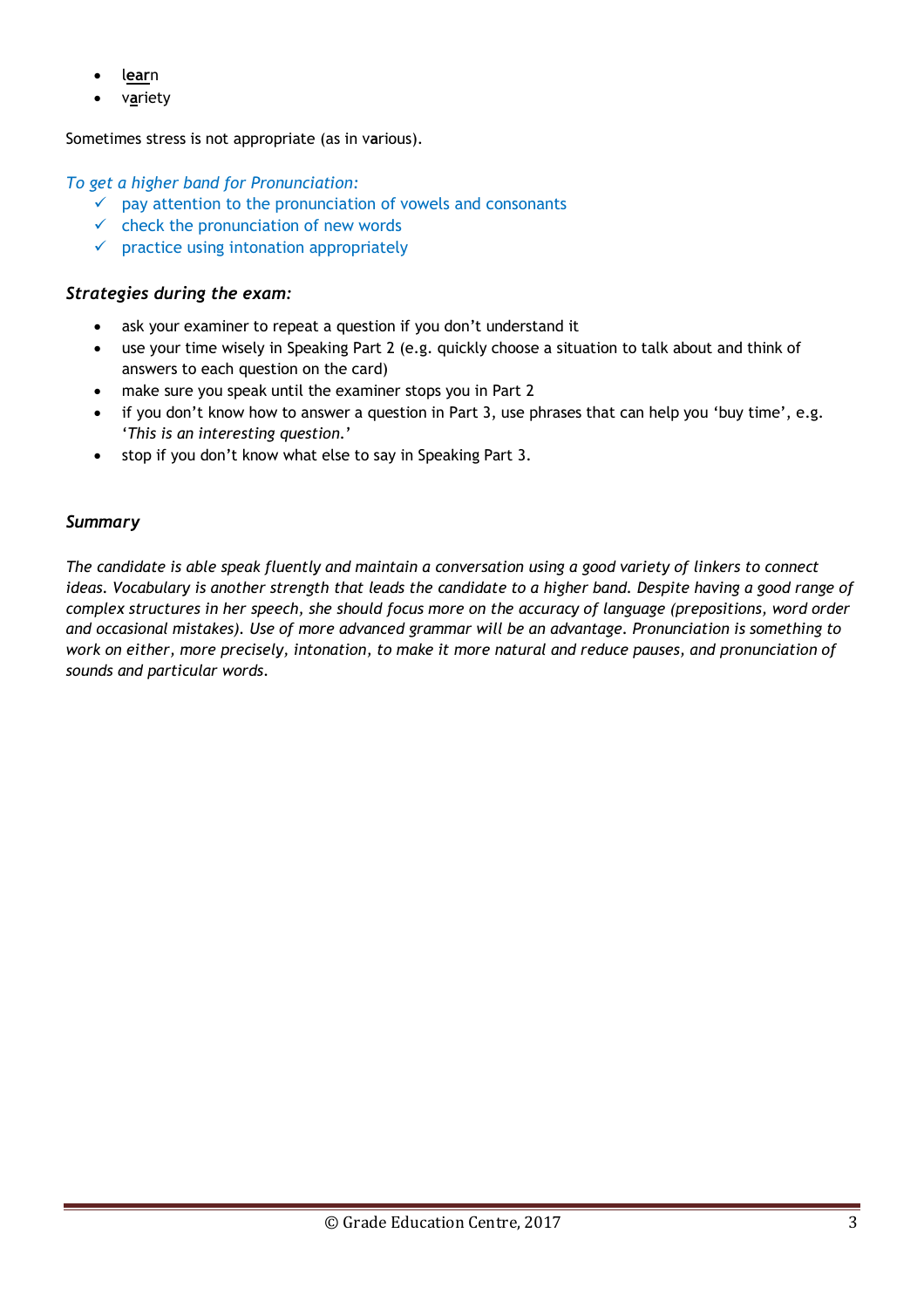- l**ear**n
- v**a**riety

Sometimes stress is not appropriate (as in v**a**rious).

*To get a higher band for Pronunciation:*

- ✓ pay attention to the pronunciation of vowels and consonants
- ✓ check the pronunciation of new words
- ✓ practice using intonation appropriately

### *Strategies during the exam:*

- ask your examiner to repeat a question if you don't understand it
- use your time wisely in Speaking Part 2 (e.g. quickly choose a situation to talk about and think of answers to each question on the card)
- make sure you speak until the examiner stops you in Part 2
- if you don't know how to answer a question in Part 3, use phrases that can help you 'buy time', e.g. '*This is an interesting question*.'
- stop if you don't know what else to say in Speaking Part 3.

### *Summary*

*The candidate is able speak fluently and maintain a conversation using a good variety of linkers to connect ideas. Vocabulary is another strength that leads the candidate to a higher band. Despite having a good range of complex structures in her speech, she should focus more on the accuracy of language (prepositions, word order and occasional mistakes). Use of more advanced grammar will be an advantage. Pronunciation is something to work on either, more precisely, intonation, to make it more natural and reduce pauses, and pronunciation of sounds and particular words.*

© Grade Education Centre, 2017